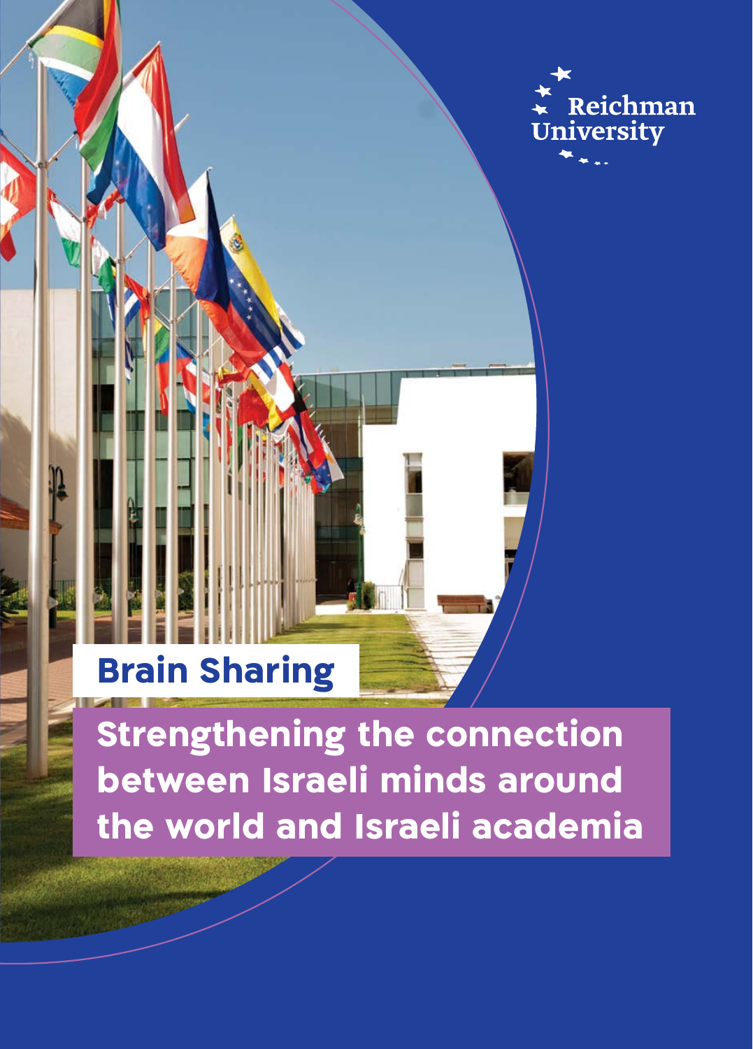Reichman University

# Brain Sharing

## Strengthening the connection between Israeli minds around the world and Israeli academia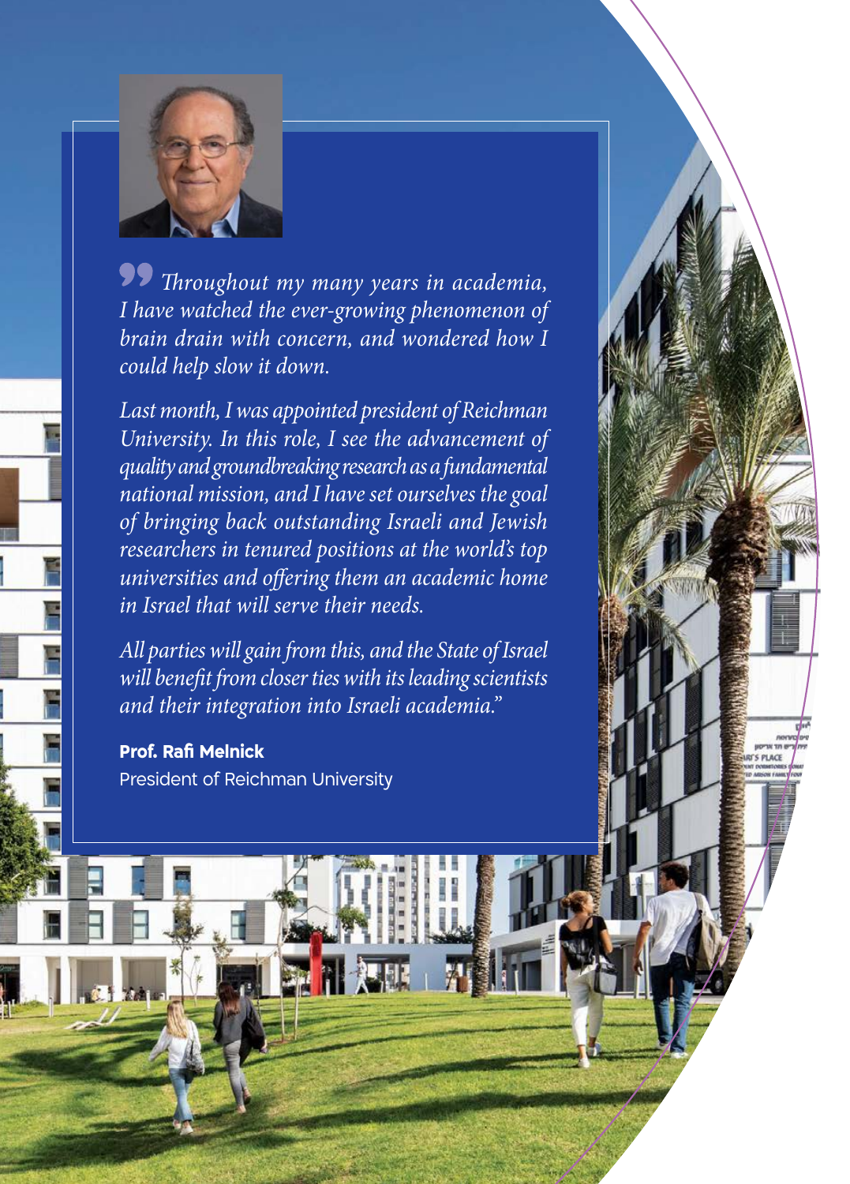*"Throughout my many years in academia, I have watched the ever-growing phenomenon of brain drain with concern, and wondered how I could help slow it down.*

*Last month, I was appointed president of Reichman University. In this role, I see the advancement of quality and groundbreaking research as a fundamental national mission, and I have set ourselves the goal of bringing back outstanding Israeli and Jewish researchers in tenured positions at the world's top universities and offering them an academic home in Israel that will serve their needs.*

*All parties will gain from this, and the State of Israel will benefit from closer ties with its leading scientists and their integration into Israeli academia."*

**Prof. Rafi Melnick**
President of Reichman University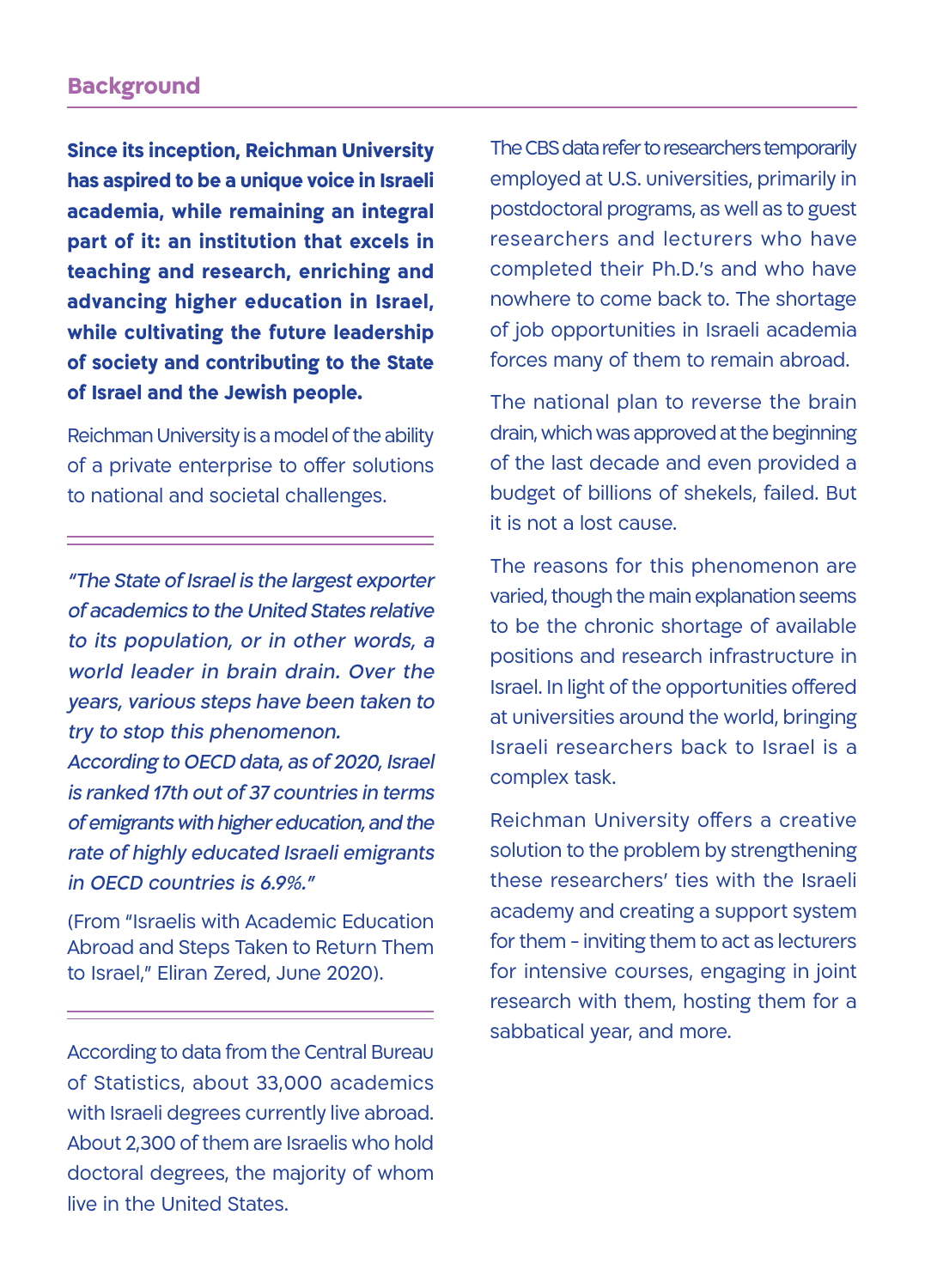## Background

**Since its inception, Reichman University has aspired to be a unique voice in Israeli academia, while remaining an integral part of it: an institution that excels in teaching and research, enriching and advancing higher education in Israel, while cultivating the future leadership of society and contributing to the State of Israel and the Jewish people.**

Reichman University is a model of the ability of a private enterprise to offer solutions to national and societal challenges.

---

*"The State of Israel is the largest exporter of academics to the United States relative to its population, or in other words, a world leader in brain drain. Over the years, various steps have been taken to try to stop this phenomenon.*
*According to OECD data, as of 2020, Israel is ranked 17th out of 37 countries in terms of emigrants with higher education, and the rate of highly educated Israeli emigrants in OECD countries is 6.9%."*

(From "Israelis with Academic Education Abroad and Steps Taken to Return Them to Israel," Eliran Zered, June 2020).

---

According to data from the Central Bureau of Statistics, about 33,000 academics with Israeli degrees currently live abroad. About 2,300 of them are Israelis who hold doctoral degrees, the majority of whom live in the United States.

The CBS data refer to researchers temporarily employed at U.S. universities, primarily in postdoctoral programs, as well as to guest researchers and lecturers who have completed their Ph.D.'s and who have nowhere to come back to. The shortage of job opportunities in Israeli academia forces many of them to remain abroad.

The national plan to reverse the brain drain, which was approved at the beginning of the last decade and even provided a budget of billions of shekels, failed. But it is not a lost cause.

The reasons for this phenomenon are varied, though the main explanation seems to be the chronic shortage of available positions and research infrastructure in Israel. In light of the opportunities offered at universities around the world, bringing Israeli researchers back to Israel is a complex task.

Reichman University offers a creative solution to the problem by strengthening these researchers' ties with the Israeli academy and creating a support system for them - inviting them to act as lecturers for intensive courses, engaging in joint research with them, hosting them for a sabbatical year, and more.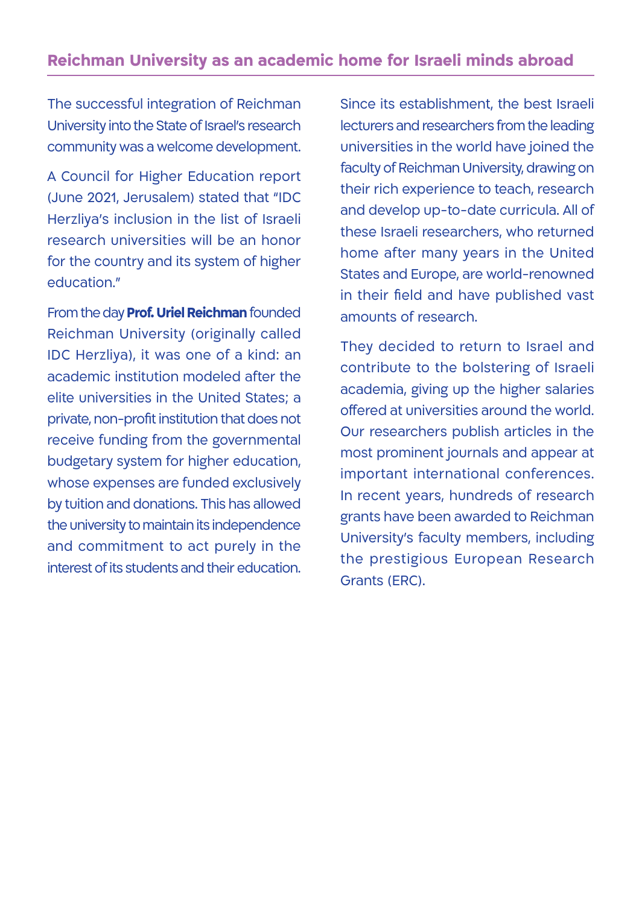## Reichman University as an academic home for Israeli minds abroad

The successful integration of Reichman University into the State of Israel's research community was a welcome development.

A Council for Higher Education report (June 2021, Jerusalem) stated that "IDC Herzliya's inclusion in the list of Israeli research universities will be an honor for the country and its system of higher education."

From the day **Prof. Uriel Reichman** founded Reichman University (originally called IDC Herzliya), it was one of a kind: an academic institution modeled after the elite universities in the United States; a private, non-profit institution that does not receive funding from the governmental budgetary system for higher education, whose expenses are funded exclusively by tuition and donations. This has allowed the university to maintain its independence and commitment to act purely in the interest of its students and their education.

Since its establishment, the best Israeli lecturers and researchers from the leading universities in the world have joined the faculty of Reichman University, drawing on their rich experience to teach, research and develop up-to-date curricula. All of these Israeli researchers, who returned home after many years in the United States and Europe, are world-renowned in their field and have published vast amounts of research.

They decided to return to Israel and contribute to the bolstering of Israeli academia, giving up the higher salaries offered at universities around the world. Our researchers publish articles in the most prominent journals and appear at important international conferences. In recent years, hundreds of research grants have been awarded to Reichman University's faculty members, including the prestigious European Research Grants (ERC).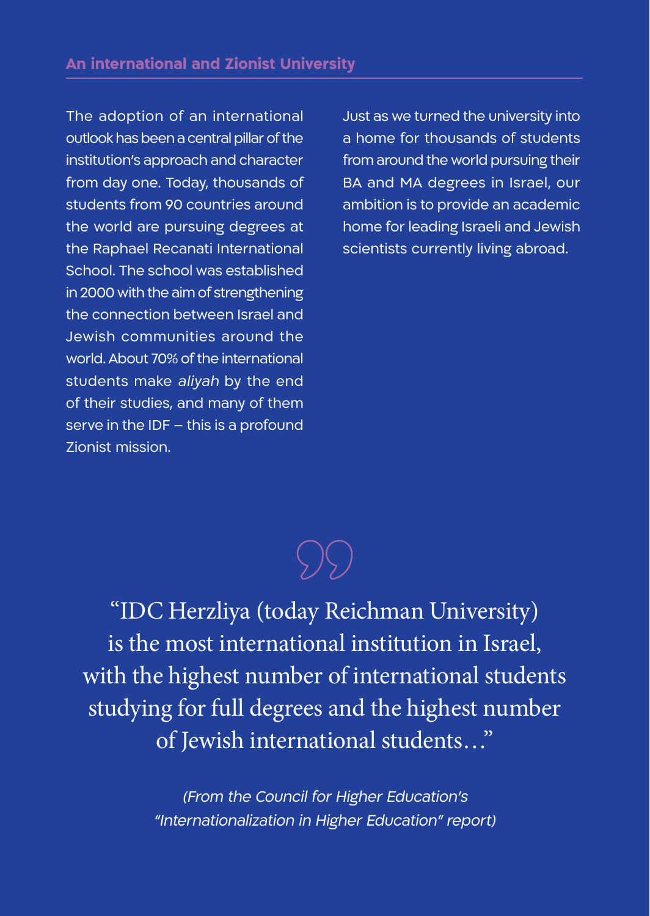## An international and Zionist University

The adoption of an international outlook has been a central pillar of the institution's approach and character from day one. Today, thousands of students from 90 countries around the world are pursuing degrees at the Raphael Recanati International School. The school was established in 2000 with the aim of strengthening the connection between Israel and Jewish communities around the world. About 70% of the international students make *aliyah* by the end of their studies, and many of them serve in the IDF – this is a profound Zionist mission.

Just as we turned the university into a home for thousands of students from around the world pursuing their BA and MA degrees in Israel, our ambition is to provide an academic home for leading Israeli and Jewish scientists currently living abroad.

> "IDC Herzliya (today Reichman University) is the most international institution in Israel, with the highest number of international students studying for full degrees and the highest number of Jewish international students…"
>
> *(From the Council for Higher Education's "Internationalization in Higher Education" report)*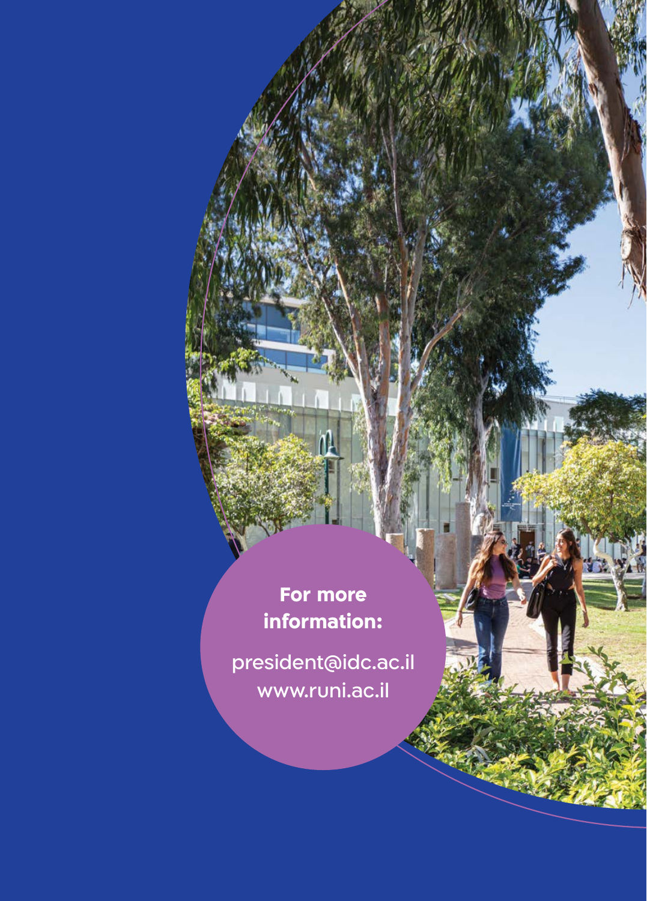**For more information:**

president@idc.ac.il
www.runi.ac.il